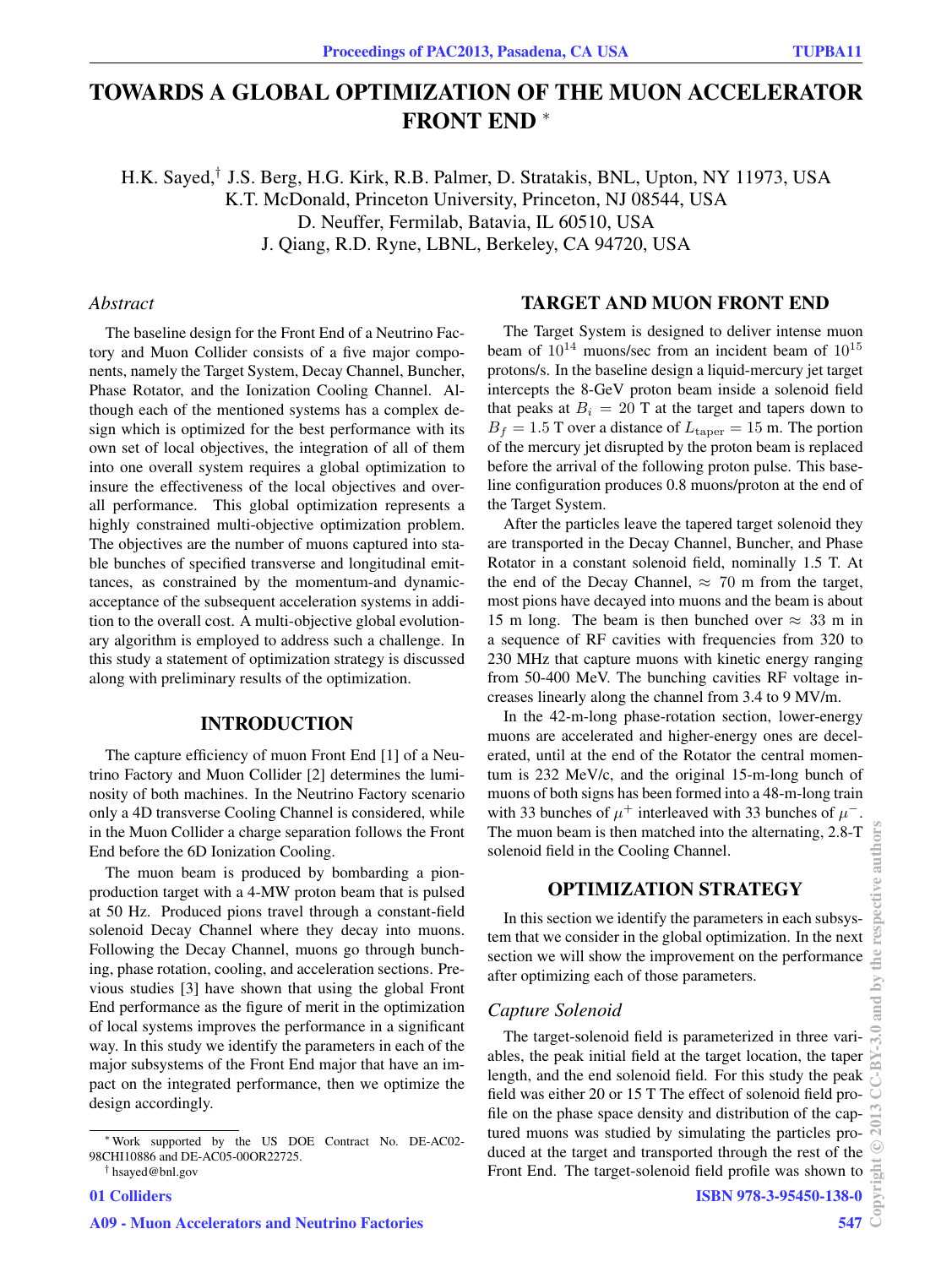# TOWARDS A GLOBAL OPTIMIZATION OF THE MUON ACCELERATOR FRONT END *

H.K. Sayed,[†] J.S. Berg, H.G. Kirk, R.B. Palmer, D. Stratakis, BNL, Upton, NY 11973, USA
K.T. McDonald, Princeton University, Princeton, NJ 08544, USA
D. Neuffer, Fermilab, Batavia, IL 60510, USA
J. Qiang, R.D. Ryne, LBNL, Berkeley, CA 94720, USA

## *Abstract*

The baseline design for the Front End of a Neutrino Factory and Muon Collider consists of a five major components, namely the Target System, Decay Channel, Buncher, Phase Rotator, and the Ionization Cooling Channel. Although each of the mentioned systems has a complex design which is optimized for the best performance with its own set of local objectives, the integration of all of them into one overall system requires a global optimization to insure the effectiveness of the local objectives and overall performance. This global optimization represents a highly constrained multi-objective optimization problem. The objectives are the number of muons captured into stable bunches of specified transverse and longitudinal emittances, as constrained by the momentum-and dynamic-acceptance of the subsequent acceleration systems in addition to the overall cost. A multi-objective global evolutionary algorithm is employed to address such a challenge. In this study a statement of optimization strategy is discussed along with preliminary results of the optimization.

## INTRODUCTION

The capture efficiency of muon Front End [1] of a Neutrino Factory and Muon Collider [2] determines the luminosity of both machines. In the Neutrino Factory scenario only a 4D transverse Cooling Channel is considered, while in the Muon Collider a charge separation follows the Front End before the 6D Ionization Cooling.

The muon beam is produced by bombarding a pion-production target with a 4-MW proton beam that is pulsed at 50 Hz. Produced pions travel through a constant-field solenoid Decay Channel where they decay into muons. Following the Decay Channel, muons go through bunching, phase rotation, cooling, and acceleration sections. Previous studies [3] have shown that using the global Front End performance as the figure of merit in the optimization of local systems improves the performance in a significant way. In this study we identify the parameters in each of the major subsystems of the Front End major that have an impact on the integrated performance, then we optimize the design accordingly.

## TARGET AND MUON FRONT END

The Target System is designed to deliver intense muon beam of $10^{14}$ muons/sec from an incident beam of $10^{15}$ protons/s. In the baseline design a liquid-mercury jet target intercepts the 8-GeV proton beam inside a solenoid field that peaks at $B_i = 20$ T at the target and tapers down to $B_f = 1.5$ T over a distance of $L_{\rm taper} = 15$ m. The portion of the mercury jet disrupted by the proton beam is replaced before the arrival of the following proton pulse. This baseline configuration produces 0.8 muons/proton at the end of the Target System.

After the particles leave the tapered target solenoid they are transported in the Decay Channel, Buncher, and Phase Rotator in a constant solenoid field, nominally 1.5 T. At the end of the Decay Channel, $\approx$ 70 m from the target, most pions have decayed into muons and the beam is about 15 m long. The beam is then bunched over $\approx$ 33 m in a sequence of RF cavities with frequencies from 320 to 230 MHz that capture muons with kinetic energy ranging from 50-400 MeV. The bunching cavities RF voltage increases linearly along the channel from 3.4 to 9 MV/m.

In the 42-m-long phase-rotation section, lower-energy muons are accelerated and higher-energy ones are decelerated, until at the end of the Rotator the central momentum is 232 MeV/c, and the original 15-m-long bunch of muons of both signs has been formed into a 48-m-long train with 33 bunches of $\mu^+$ interleaved with 33 bunches of $\mu^-$. The muon beam is then matched into the alternating, 2.8-T solenoid field in the Cooling Channel.

## OPTIMIZATION STRATEGY

In this section we identify the parameters in each subsystem that we consider in the global optimization. In the next section we will show the improvement on the performance after optimizing each of those parameters.

### *Capture Solenoid*

The target-solenoid field is parameterized in three variables, the peak initial field at the target location, the taper length, and the end solenoid field. For this study the peak field was either 20 or 15 T The effect of solenoid field profile on the phase space density and distribution of the captured muons was studied by simulating the particles produced at the target and transported through the rest of the Front End. The target-solenoid field profile was shown to

---

* Work supported by the US DOE Contract No. DE-AC02-98CHI10886 and DE-AC05-00OR22725.
† hsayed@bnl.gov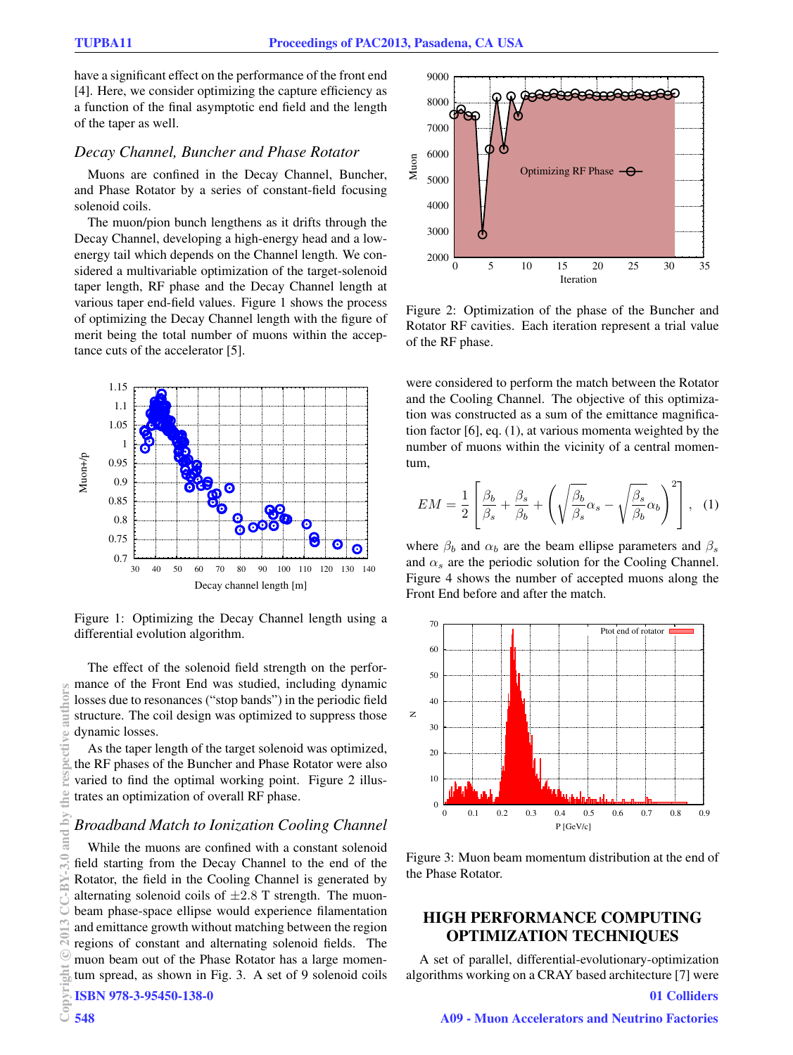have a significant effect on the performance of the front end [4]. Here, we consider optimizing the capture efficiency as a function of the final asymptotic end field and the length of the taper as well.

### *Decay Channel, Buncher and Phase Rotator*

Muons are confined in the Decay Channel, Buncher, and Phase Rotator by a series of constant-field focusing solenoid coils.

The muon/pion bunch lengthens as it drifts through the Decay Channel, developing a high-energy head and a low-energy tail which depends on the Channel length. We considered a multivariable optimization of the target-solenoid taper length, RF phase and the Decay Channel length at various taper end-field values. Figure 1 shows the process of optimizing the Decay Channel length with the figure of merit being the total number of muons within the acceptance cuts of the accelerator [5].

Figure 1: Optimizing the Decay Channel length using a differential evolution algorithm.

The effect of the solenoid field strength on the performance of the Front End was studied, including dynamic losses due to resonances ("stop bands") in the periodic field structure. The coil design was optimized to suppress those dynamic losses.

As the taper length of the target solenoid was optimized, the RF phases of the Buncher and Phase Rotator were also varied to find the optimal working point. Figure 2 illustrates an optimization of overall RF phase.

### *Broadband Match to Ionization Cooling Channel*

While the muons are confined with a constant solenoid field starting from the Decay Channel to the end of the Rotator, the field in the Cooling Channel is generated by alternating solenoid coils of $\pm 2.8$ T strength. The muon-beam phase-space ellipse would experience filamentation and emittance growth without matching between the region regions of constant and alternating solenoid fields. The muon beam out of the Phase Rotator has a large momentum spread, as shown in Fig. 3. A set of 9 solenoid coils were considered to perform the match between the Rotator and the Cooling Channel. The objective of this optimization was constructed as a sum of the emittance magnification factor [6], eq. (1), at various momenta weighted by the number of muons within the vicinity of a central momentum,

$$EM = \frac{1}{2}\left[\frac{\beta_b}{\beta_s} + \frac{\beta_s}{\beta_b} + \left(\sqrt{\frac{\beta_b}{\beta_s}}\alpha_s - \sqrt{\frac{\beta_s}{\beta_b}}\alpha_b\right)^2\right], \quad (1)$$

where $\beta_b$ and $\alpha_b$ are the beam ellipse parameters and $\beta_s$ and $\alpha_s$ are the periodic solution for the Cooling Channel. Figure 4 shows the number of accepted muons along the Front End before and after the match.

Figure 2: Optimization of the phase of the Buncher and Rotator RF cavities. Each iteration represent a trial value of the RF phase.

Figure 3: Muon beam momentum distribution at the end of the Phase Rotator.

## HIGH PERFORMANCE COMPUTING OPTIMIZATION TECHNIQUES

A set of parallel, differential-evolutionary-optimization algorithms working on a CRAY based architecture [7] were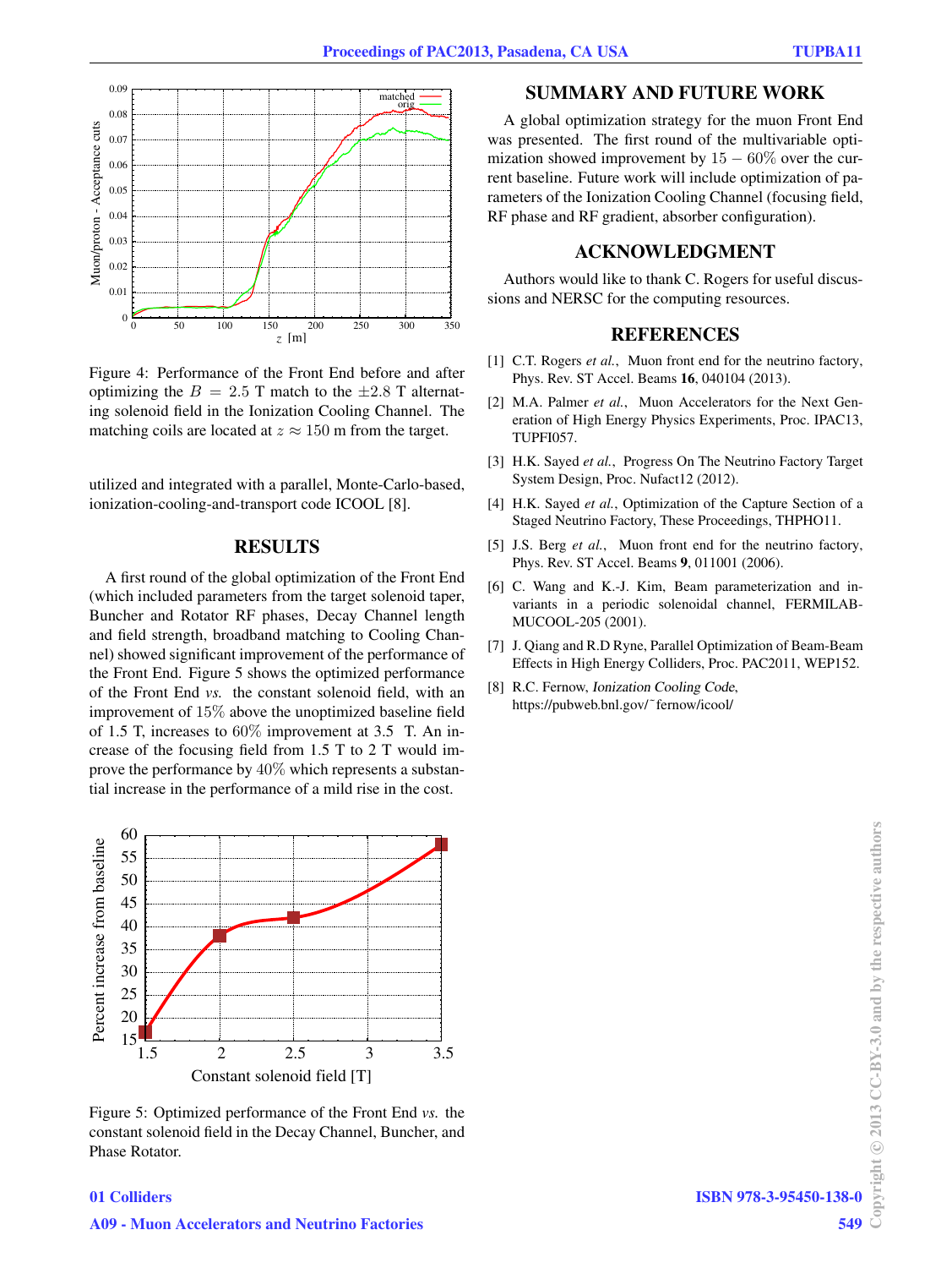0.09
0.08
0.07
0.06
0.05
0.04
0.03
0.02
0.01
0
0 50 100 150 200 250 300 350
$z$ [m]
Muon/proton - Acceptance cuts
matched
orig

Figure 4: Performance of the Front End before and after optimizing the $B = 2.5$ T match to the $\pm 2.8$ T alternating solenoid field in the Ionization Cooling Channel. The matching coils are located at $z \approx 150$ m from the target.

utilized and integrated with a parallel, Monte-Carlo-based, ionization-cooling-and-transport code ICOOL [8].

## RESULTS

A first round of the global optimization of the Front End (which included parameters from the target solenoid taper, Buncher and Rotator RF phases, Decay Channel length and field strength, broadband matching to Cooling Channel) showed significant improvement of the performance of the Front End. Figure 5 shows the optimized performance of the Front End *vs.* the constant solenoid field, with an improvement of 15% above the unoptimized baseline field of 1.5 T, increases to 60% improvement at 3.5 T. An increase of the focusing field from 1.5 T to 2 T would improve the performance by 40% which represents a substantial increase in the performance of a mild rise in the cost.

60
55
50
45
40
35
30
25
20
15
1.5 2 2.5 3 3.5
Constant solenoid field [T]
Percent increase from baseline

Figure 5: Optimized performance of the Front End *vs.* the constant solenoid field in the Decay Channel, Buncher, and Phase Rotator.

## SUMMARY AND FUTURE WORK

A global optimization strategy for the muon Front End was presented. The first round of the multivariable optimization showed improvement by $15 - 60\%$ over the current baseline. Future work will include optimization of parameters of the Ionization Cooling Channel (focusing field, RF phase and RF gradient, absorber configuration).

## ACKNOWLEDGMENT

Authors would like to thank C. Rogers for useful discussions and NERSC for the computing resources.

## REFERENCES

[1] C.T. Rogers *et al.*, Muon front end for the neutrino factory, Phys. Rev. ST Accel. Beams **16**, 040104 (2013).

[2] M.A. Palmer *et al.*, Muon Accelerators for the Next Generation of High Energy Physics Experiments, Proc. IPAC13, TUPFI057.

[3] H.K. Sayed *et al.*, Progress On The Neutrino Factory Target System Design, Proc. Nufact12 (2012).

[4] H.K. Sayed *et al.*, Optimization of the Capture Section of a Staged Neutrino Factory, These Proceedings, THPHO11.

[5] J.S. Berg *et al.*, Muon front end for the neutrino factory, Phys. Rev. ST Accel. Beams **9**, 011001 (2006).

[6] C. Wang and K.-J. Kim, Beam parameterization and invariants in a periodic solenoidal channel, FERMILAB-MUCOOL-205 (2001).

[7] J. Qiang and R.D Ryne, Parallel Optimization of Beam-Beam Effects in High Energy Colliders, Proc. PAC2011, WEP152.

[8] R.C. Fernow, *Ionization Cooling Code*, https://pubweb.bnl.gov/˜fernow/icool/